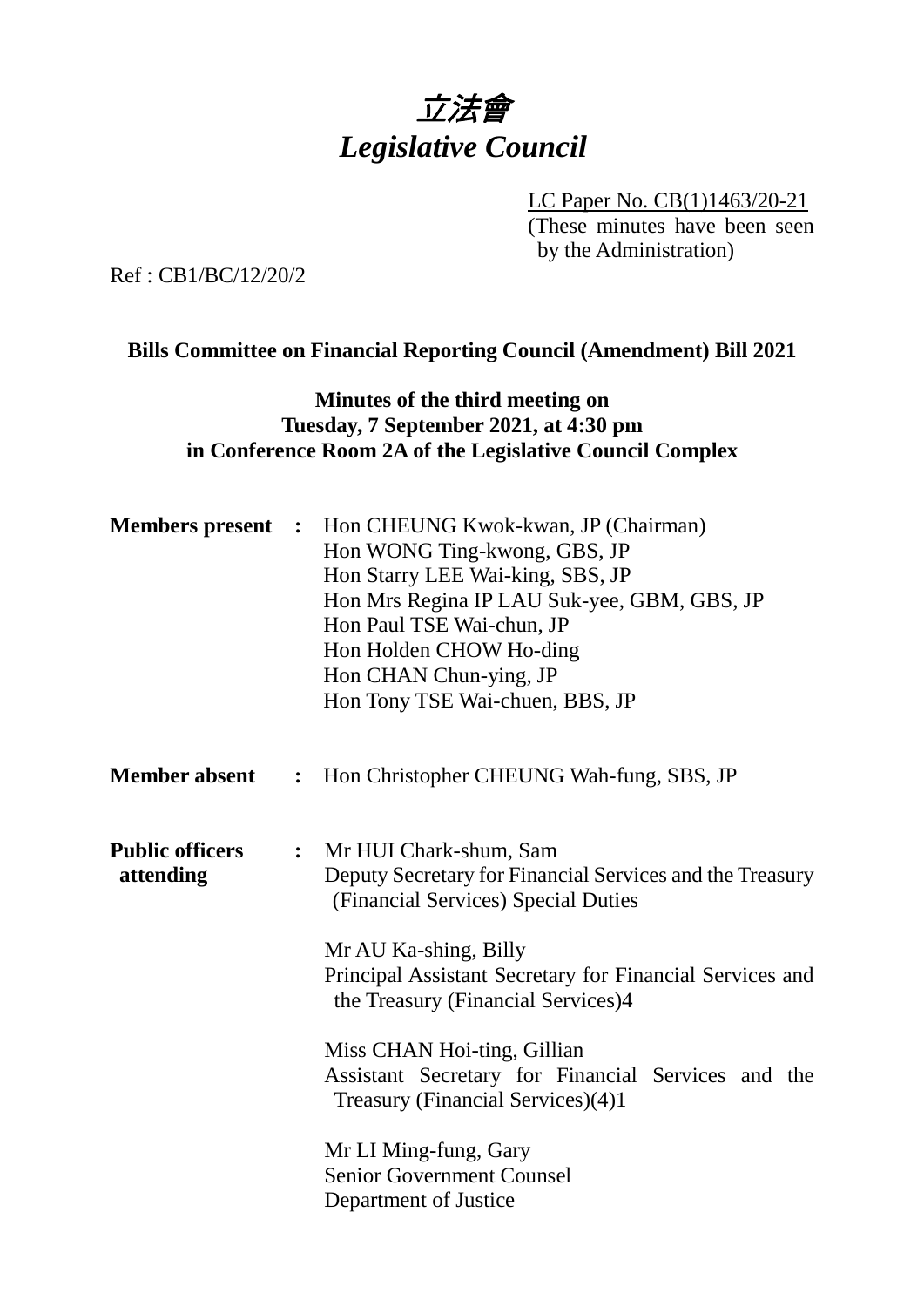# *立法會*
# *Legislative Council*

LC Paper No. CB(1)1463/20-21
(These minutes have been seen by the Administration)

Ref : CB1/BC/12/20/2

**Bills Committee on Financial Reporting Council (Amendment) Bill 2021**

**Minutes of the third meeting on**
**Tuesday, 7 September 2021, at 4:30 pm**
**in Conference Room 2A of the Legislative Council Complex**

**Members present :** Hon CHEUNG Kwok-kwan, JP (Chairman)
Hon WONG Ting-kwong, GBS, JP
Hon Starry LEE Wai-king, SBS, JP
Hon Mrs Regina IP LAU Suk-yee, GBM, GBS, JP
Hon Paul TSE Wai-chun, JP
Hon Holden CHOW Ho-ding
Hon CHAN Chun-ying, JP
Hon Tony TSE Wai-chuen, BBS, JP

**Member absent :** Hon Christopher CHEUNG Wah-fung, SBS, JP

**Public officers attending :** Mr HUI Chark-shum, Sam
Deputy Secretary for Financial Services and the Treasury (Financial Services) Special Duties

Mr AU Ka-shing, Billy
Principal Assistant Secretary for Financial Services and the Treasury (Financial Services)4

Miss CHAN Hoi-ting, Gillian
Assistant Secretary for Financial Services and the Treasury (Financial Services)(4)1

Mr LI Ming-fung, Gary
Senior Government Counsel
Department of Justice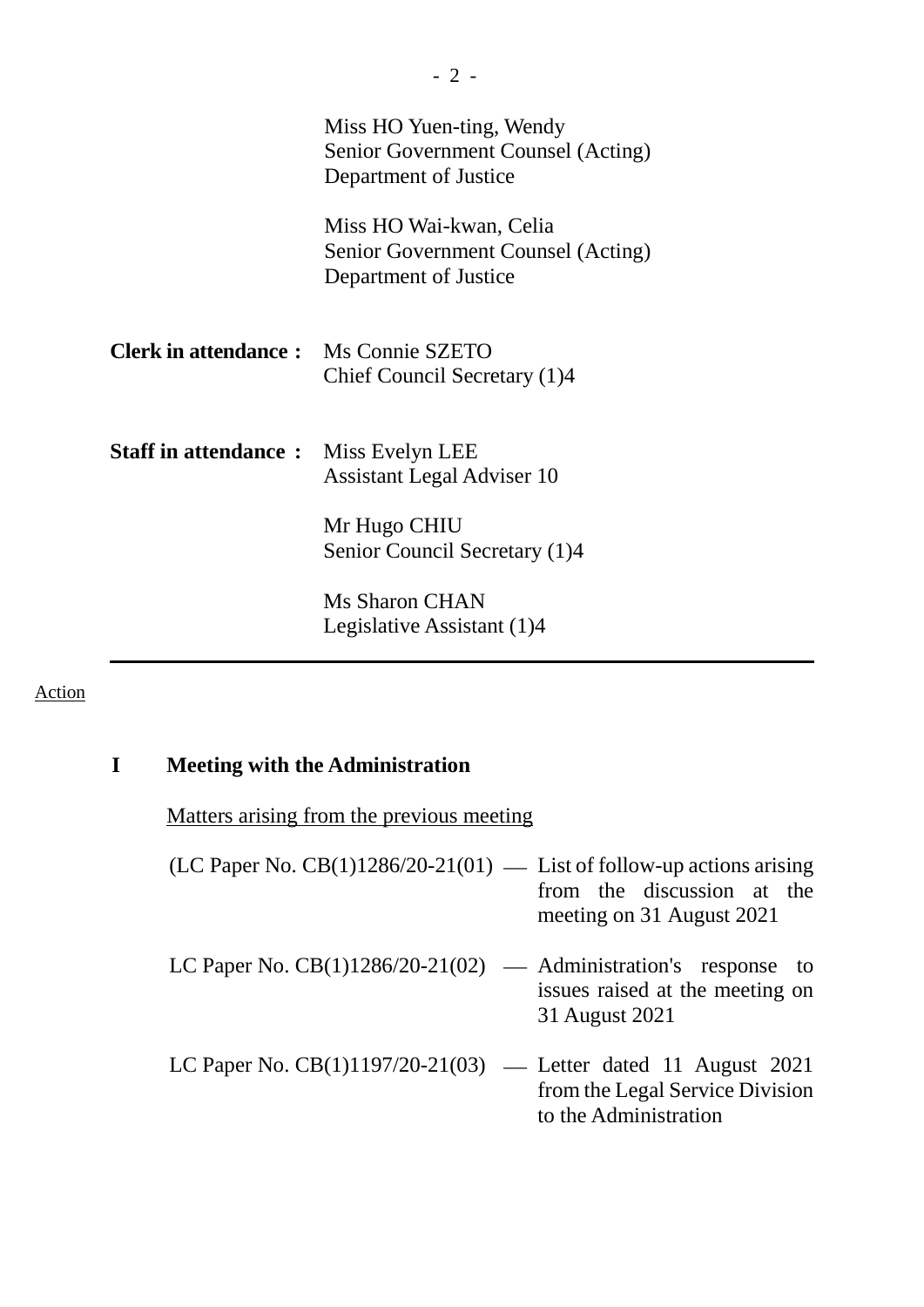Miss HO Yuen-ting, Wendy
Senior Government Counsel (Acting)
Department of Justice

Miss HO Wai-kwan, Celia
Senior Government Counsel (Acting)
Department of Justice

**Clerk in attendance :** Ms Connie SZETO
Chief Council Secretary (1)4

**Staff in attendance :** Miss Evelyn LEE
Assistant Legal Adviser 10

Mr Hugo CHIU
Senior Council Secretary (1)4

Ms Sharon CHAN
Legislative Assistant (1)4

---

Action

## I Meeting with the Administration

Matters arising from the previous meeting

| | | |
|---|---|---|
| (LC Paper No. CB(1)1286/20-21(01) | — | List of follow-up actions arising from the discussion at the meeting on 31 August 2021 |
| LC Paper No. CB(1)1286/20-21(02) | — | Administration's response to issues raised at the meeting on 31 August 2021 |
| LC Paper No. CB(1)1197/20-21(03) | — | Letter dated 11 August 2021 from the Legal Service Division to the Administration |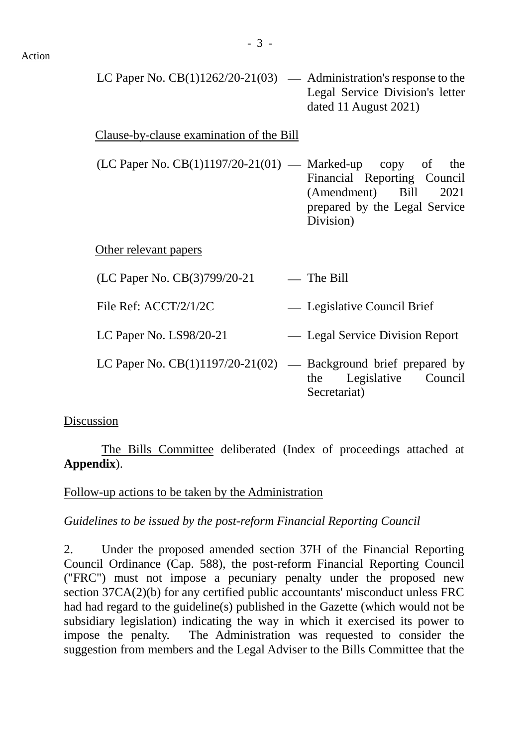Action

LC Paper No. CB(1)1262/20-21(03) — Administration's response to the Legal Service Division's letter dated 11 August 2021)

Clause-by-clause examination of the Bill

(LC Paper No. CB(1)1197/20-21(01) — Marked-up copy of the Financial Reporting Council (Amendment) Bill 2021 prepared by the Legal Service Division)

Other relevant papers

(LC Paper No. CB(3)799/20-21 — The Bill

File Ref: ACCT/2/1/2C — Legislative Council Brief

LC Paper No. LS98/20-21 — Legal Service Division Report

LC Paper No. CB(1)1197/20-21(02) — Background brief prepared by the Legislative Council Secretariat)

Discussion

The Bills Committee deliberated (Index of proceedings attached at **Appendix**).

Follow-up actions to be taken by the Administration

*Guidelines to be issued by the post-reform Financial Reporting Council*

2. Under the proposed amended section 37H of the Financial Reporting Council Ordinance (Cap. 588), the post-reform Financial Reporting Council ("FRC") must not impose a pecuniary penalty under the proposed new section 37CA(2)(b) for any certified public accountants' misconduct unless FRC had had regard to the guideline(s) published in the Gazette (which would not be subsidiary legislation) indicating the way in which it exercised its power to impose the penalty. The Administration was requested to consider the suggestion from members and the Legal Adviser to the Bills Committee that the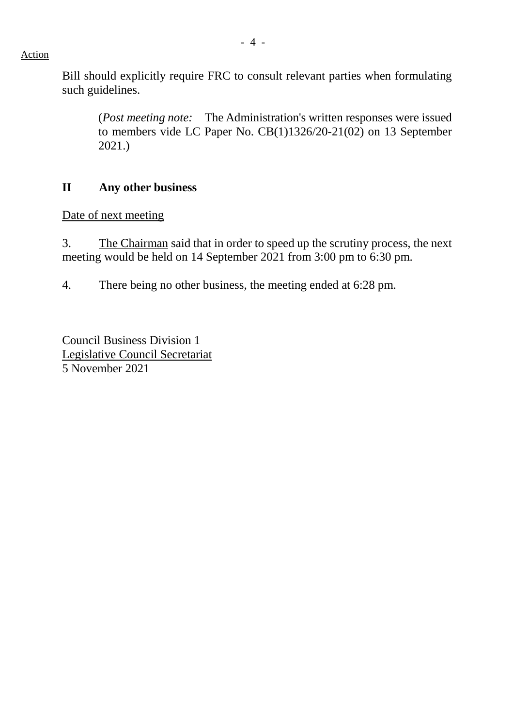Action

Bill should explicitly require FRC to consult relevant parties when formulating such guidelines.

> (*Post meeting note:* The Administration's written responses were issued to members vide LC Paper No. CB(1)1326/20-21(02) on 13 September 2021.)

## II Any other business

Date of next meeting

3. The Chairman said that in order to speed up the scrutiny process, the next meeting would be held on 14 September 2021 from 3:00 pm to 6:30 pm.

4. There being no other business, the meeting ended at 6:28 pm.

Council Business Division 1
Legislative Council Secretariat
5 November 2021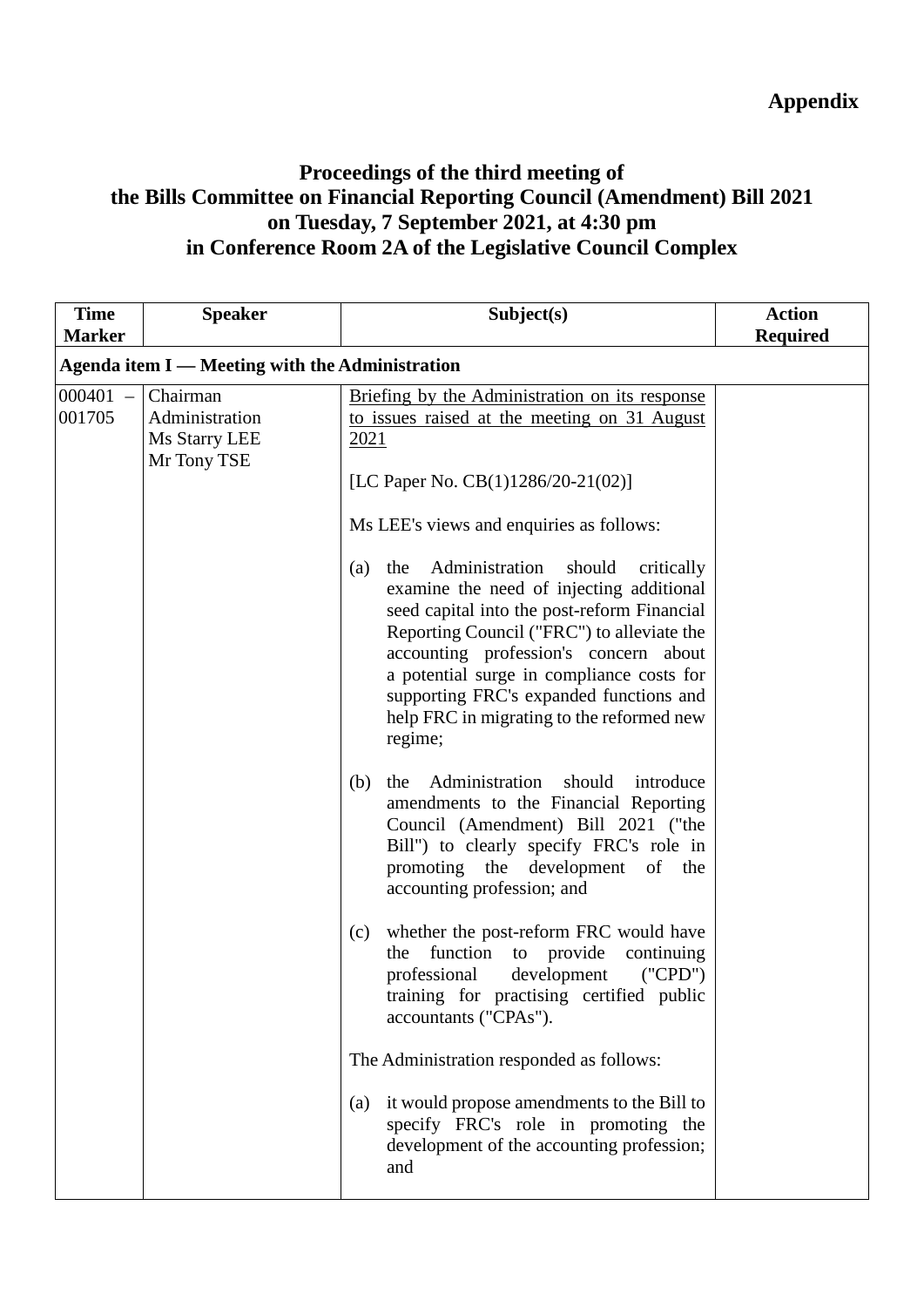**Appendix**

# Proceedings of the third meeting of the Bills Committee on Financial Reporting Council (Amendment) Bill 2021 on Tuesday, 7 September 2021, at 4:30 pm in Conference Room 2A of the Legislative Council Complex

| Time Marker | Speaker | Subject(s) | Action Required |
|---|---|---|---|
| **Agenda item I — Meeting with the Administration** | | | |
| 000401 – 001705 | Chairman<br>Administration<br>Ms Starry LEE<br>Mr Tony TSE | <u>Briefing by the Administration on its response to issues raised at the meeting on 31 August 2021</u><br><br>[LC Paper No. CB(1)1286/20-21(02)]<br><br>Ms LEE's views and enquiries as follows:<br><br>(a) the Administration should critically examine the need of injecting additional seed capital into the post-reform Financial Reporting Council ("FRC") to alleviate the accounting profession's concern about a potential surge in compliance costs for supporting FRC's expanded functions and help FRC in migrating to the reformed new regime;<br><br>(b) the Administration should introduce amendments to the Financial Reporting Council (Amendment) Bill 2021 ("the Bill") to clearly specify FRC's role in promoting the development of the accounting profession; and<br><br>(c) whether the post-reform FRC would have the function to provide continuing professional development ("CPD") training for practising certified public accountants ("CPAs").<br><br>The Administration responded as follows:<br><br>(a) it would propose amendments to the Bill to specify FRC's role in promoting the development of the accounting profession; and | |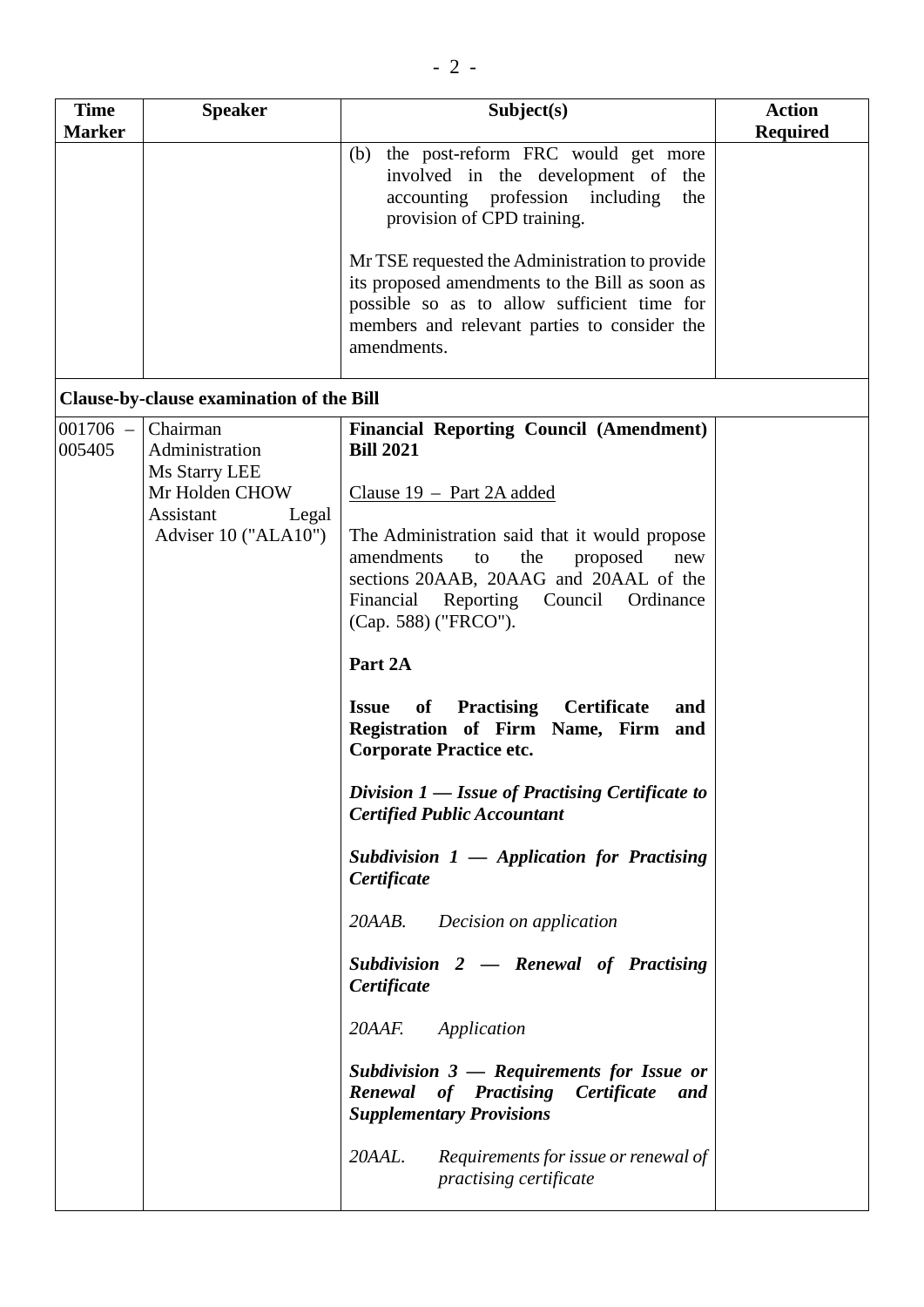| Time Marker | Speaker | Subject(s) | Action Required |
|---|---|---|---|
| | | (b) the post-reform FRC would get more involved in the development of the accounting profession including the provision of CPD training.<br><br>Mr TSE requested the Administration to provide its proposed amendments to the Bill as soon as possible so as to allow sufficient time for members and relevant parties to consider the amendments. | |
| **Clause-by-clause examination of the Bill** | | | |
| 001706 – 005405 | Chairman<br>Administration<br>Ms Starry LEE<br>Mr Holden CHOW<br>Assistant Legal Adviser 10 ("ALA10") | **Financial Reporting Council (Amendment) Bill 2021**<br><br>Clause 19 – Part 2A added<br><br>The Administration said that it would propose amendments to the proposed new sections 20AAB, 20AAG and 20AAL of the Financial Reporting Council Ordinance (Cap. 588) ("FRCO").<br><br>**Part 2A**<br><br>**Issue of Practising Certificate and Registration of Firm Name, Firm and Corporate Practice etc.**<br><br>***Division 1 — Issue of Practising Certificate to Certified Public Accountant***<br><br>***Subdivision 1 — Application for Practising Certificate***<br><br>*20AAB. Decision on application*<br><br>***Subdivision 2 — Renewal of Practising Certificate***<br><br>*20AAF. Application*<br><br>***Subdivision 3 — Requirements for Issue or Renewal of Practising Certificate and Supplementary Provisions***<br><br>*20AAL. Requirements for issue or renewal of practising certificate* | |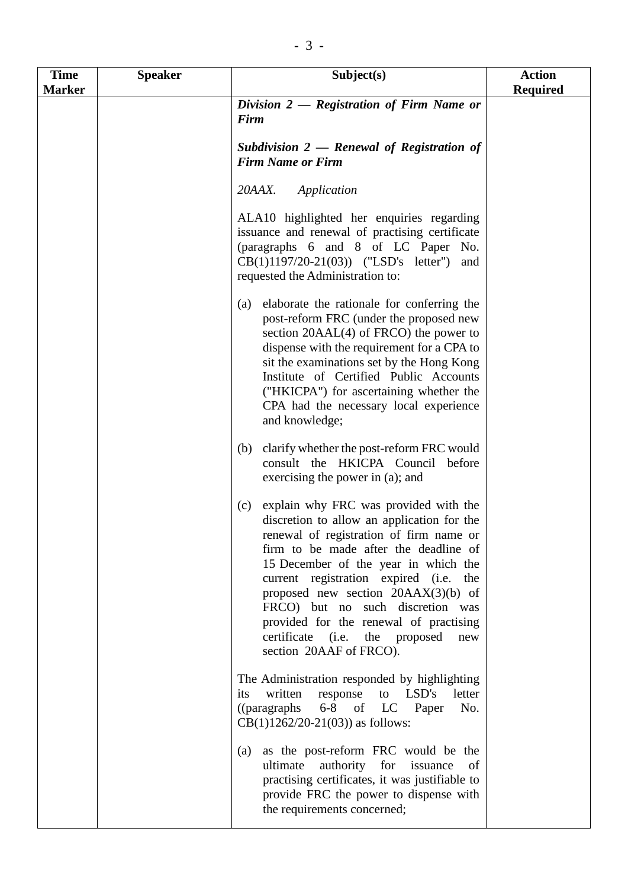| Time Marker | Speaker | Subject(s) | Action Required |
|---|---|---|---|
| | | ***Division 2 — Registration of Firm Name or Firm***<br><br>***Subdivision 2 — Renewal of Registration of Firm Name or Firm***<br><br>*20AAX. Application*<br><br>ALA10 highlighted her enquiries regarding issuance and renewal of practising certificate (paragraphs 6 and 8 of LC Paper No. CB(1)1197/20-21(03)) ("LSD's letter") and requested the Administration to:<br><br>(a) elaborate the rationale for conferring the post-reform FRC (under the proposed new section 20AAL(4) of FRCO) the power to dispense with the requirement for a CPA to sit the examinations set by the Hong Kong Institute of Certified Public Accounts ("HKICPA") for ascertaining whether the CPA had the necessary local experience and knowledge;<br><br>(b) clarify whether the post-reform FRC would consult the HKICPA Council before exercising the power in (a); and<br><br>(c) explain why FRC was provided with the discretion to allow an application for the renewal of registration of firm name or firm to be made after the deadline of 15 December of the year in which the current registration expired (i.e. the proposed new section 20AAX(3)(b) of FRCO) but no such discretion was provided for the renewal of practising certificate (i.e. the proposed new section 20AAF of FRCO).<br><br>The Administration responded by highlighting its written response to LSD's letter ((paragraphs 6-8 of LC Paper No. CB(1)1262/20-21(03)) as follows:<br><br>(a) as the post-reform FRC would be the ultimate authority for issuance of practising certificates, it was justifiable to provide FRC the power to dispense with the requirements concerned; | |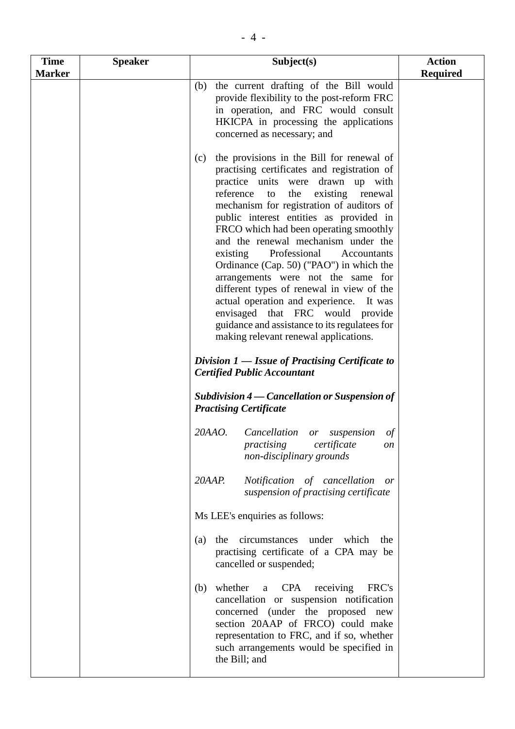| Time Marker | Speaker | Subject(s) | Action Required |
|---|---|---|---|
| | | (b) the current drafting of the Bill would provide flexibility to the post-reform FRC in operation, and FRC would consult HKICPA in processing the applications concerned as necessary; and<br><br>(c) the provisions in the Bill for renewal of practising certificates and registration of practice units were drawn up with reference to the existing renewal mechanism for registration of auditors of public interest entities as provided in FRCO which had been operating smoothly and the renewal mechanism under the existing Professional Accountants Ordinance (Cap. 50) ("PAO") in which the arrangements were not the same for different types of renewal in view of the actual operation and experience. It was envisaged that FRC would provide guidance and assistance to its regulatees for making relevant renewal applications.<br><br>***Division 1 — Issue of Practising Certificate to Certified Public Accountant***<br><br>***Subdivision 4 — Cancellation or Suspension of Practising Certificate***<br><br>*20AAO. Cancellation or suspension of practising certificate on non-disciplinary grounds*<br><br>*20AAP. Notification of cancellation or suspension of practising certificate*<br><br>Ms LEE's enquiries as follows:<br><br>(a) the circumstances under which the practising certificate of a CPA may be cancelled or suspended;<br><br>(b) whether a CPA receiving FRC's cancellation or suspension notification concerned (under the proposed new section 20AAP of FRCO) could make representation to FRC, and if so, whether such arrangements would be specified in the Bill; and | |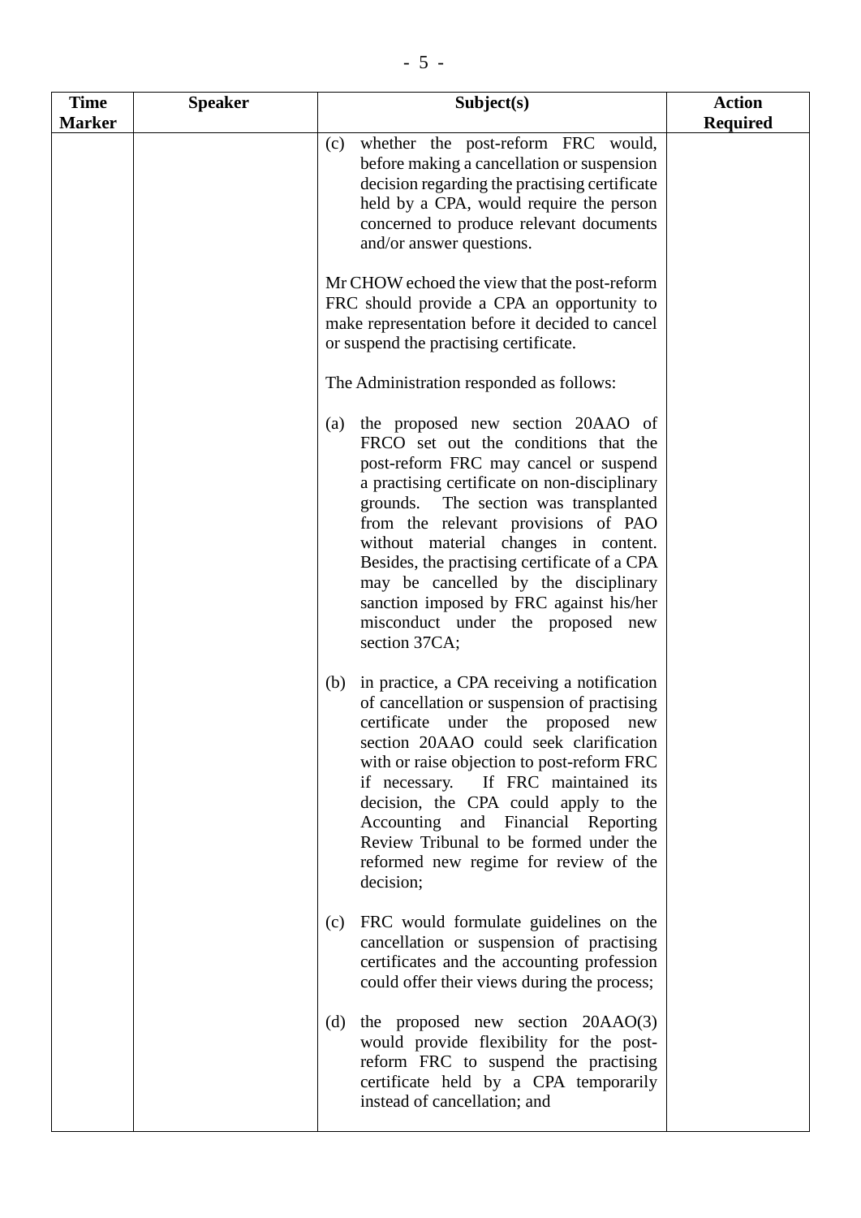| Time Marker | Speaker | Subject(s) | Action Required |
|---|---|---|---|
| | | (c) whether the post-reform FRC would, before making a cancellation or suspension decision regarding the practising certificate held by a CPA, would require the person concerned to produce relevant documents and/or answer questions.<br><br>Mr CHOW echoed the view that the post-reform FRC should provide a CPA an opportunity to make representation before it decided to cancel or suspend the practising certificate.<br><br>The Administration responded as follows:<br><br>(a) the proposed new section 20AAO of FRCO set out the conditions that the post-reform FRC may cancel or suspend a practising certificate on non-disciplinary grounds. The section was transplanted from the relevant provisions of PAO without material changes in content. Besides, the practising certificate of a CPA may be cancelled by the disciplinary sanction imposed by FRC against his/her misconduct under the proposed new section 37CA;<br><br>(b) in practice, a CPA receiving a notification of cancellation or suspension of practising certificate under the proposed new section 20AAO could seek clarification with or raise objection to post-reform FRC if necessary. If FRC maintained its decision, the CPA could apply to the Accounting and Financial Reporting Review Tribunal to be formed under the reformed new regime for review of the decision;<br><br>(c) FRC would formulate guidelines on the cancellation or suspension of practising certificates and the accounting profession could offer their views during the process;<br><br>(d) the proposed new section 20AAO(3) would provide flexibility for the post-reform FRC to suspend the practising certificate held by a CPA temporarily instead of cancellation; and | |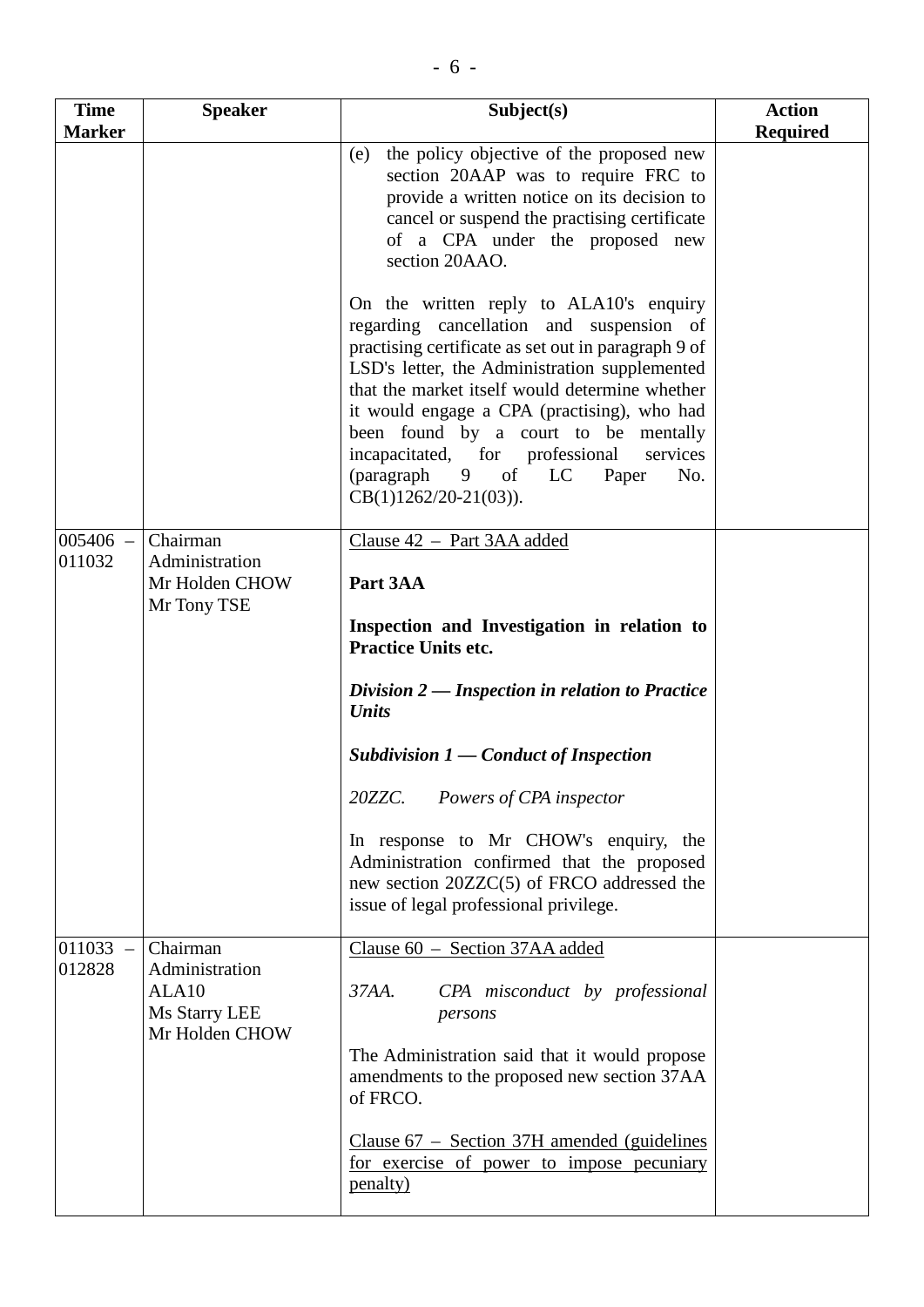| Time Marker | Speaker | Subject(s) | Action Required |
|---|---|---|---|
| | | (e) the policy objective of the proposed new section 20AAP was to require FRC to provide a written notice on its decision to cancel or suspend the practising certificate of a CPA under the proposed new section 20AAO.<br><br>On the written reply to ALA10's enquiry regarding cancellation and suspension of practising certificate as set out in paragraph 9 of LSD's letter, the Administration supplemented that the market itself would determine whether it would engage a CPA (practising), who had been found by a court to be mentally incapacitated, for professional services (paragraph 9 of LC Paper No. CB(1)1262/20-21(03)). | |
| 005406 – 011032 | Chairman<br>Administration<br>Mr Holden CHOW<br>Mr Tony TSE | <u>Clause 42 – Part 3AA added</u><br><br>**Part 3AA**<br><br>**Inspection and Investigation in relation to Practice Units etc.**<br><br>***Division 2 — Inspection in relation to Practice Units***<br><br>***Subdivision 1 — Conduct of Inspection***<br><br>*20ZZC. Powers of CPA inspector*<br><br>In response to Mr CHOW's enquiry, the Administration confirmed that the proposed new section 20ZZC(5) of FRCO addressed the issue of legal professional privilege. | |
| 011033 – 012828 | Chairman<br>Administration<br>ALA10<br>Ms Starry LEE<br>Mr Holden CHOW | <u>Clause 60 – Section 37AA added</u><br><br>*37AA. CPA misconduct by professional persons*<br><br>The Administration said that it would propose amendments to the proposed new section 37AA of FRCO.<br><br><u>Clause 67 – Section 37H amended (guidelines for exercise of power to impose pecuniary penalty)</u> | |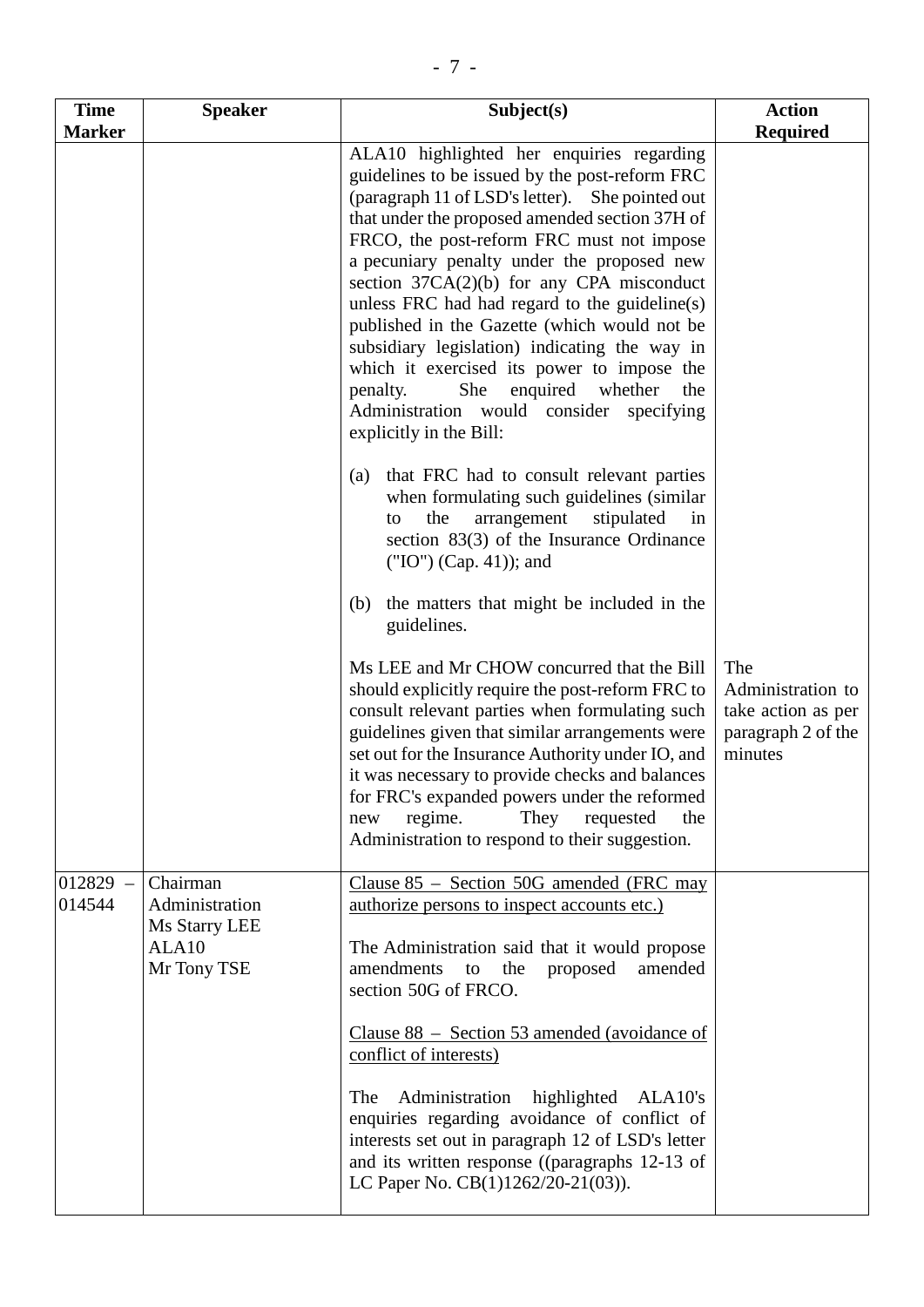| Time Marker | Speaker | Subject(s) | Action Required |
|---|---|---|---|
| | | ALA10 highlighted her enquiries regarding guidelines to be issued by the post-reform FRC (paragraph 11 of LSD's letter). She pointed out that under the proposed amended section 37H of FRCO, the post-reform FRC must not impose a pecuniary penalty under the proposed new section 37CA(2)(b) for any CPA misconduct unless FRC had had regard to the guideline(s) published in the Gazette (which would not be subsidiary legislation) indicating the way in which it exercised its power to impose the penalty. She enquired whether the Administration would consider specifying explicitly in the Bill:<br><br>(a) that FRC had to consult relevant parties when formulating such guidelines (similar to the arrangement stipulated in section 83(3) of the Insurance Ordinance ("IO") (Cap. 41)); and<br><br>(b) the matters that might be included in the guidelines.<br><br>Ms LEE and Mr CHOW concurred that the Bill should explicitly require the post-reform FRC to consult relevant parties when formulating such guidelines given that similar arrangements were set out for the Insurance Authority under IO, and it was necessary to provide checks and balances for FRC's expanded powers under the reformed new regime. They requested the Administration to respond to their suggestion. | The Administration to take action as per paragraph 2 of the minutes |
| 012829 – 014544 | Chairman<br>Administration<br>Ms Starry LEE<br>ALA10<br>Mr Tony TSE | <u>Clause 85 – Section 50G amended (FRC may authorize persons to inspect accounts etc.)</u><br><br>The Administration said that it would propose amendments to the proposed amended section 50G of FRCO.<br><br><u>Clause 88 – Section 53 amended (avoidance of conflict of interests)</u><br><br>The Administration highlighted ALA10's enquiries regarding avoidance of conflict of interests set out in paragraph 12 of LSD's letter and its written response ((paragraphs 12-13 of LC Paper No. CB(1)1262/20-21(03)). | |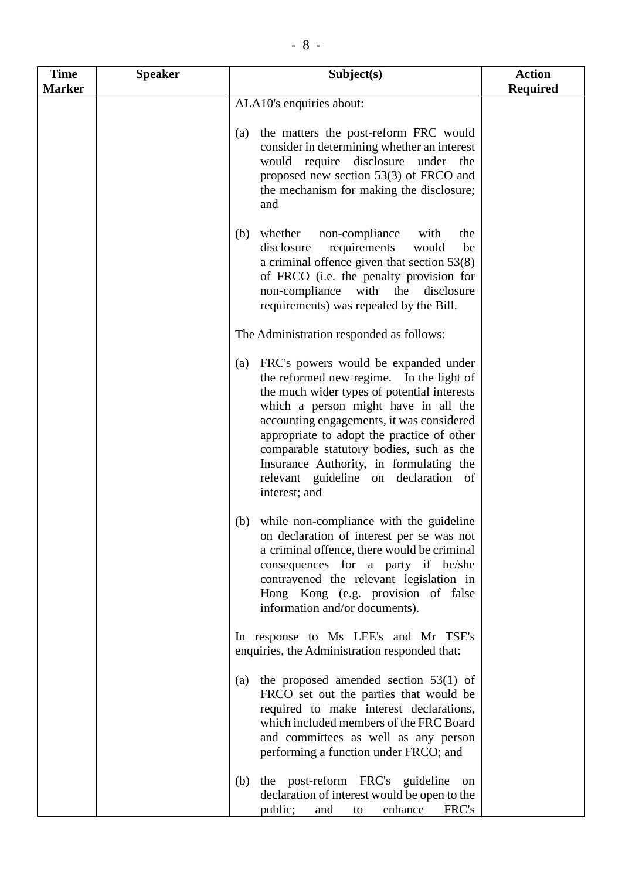| Time Marker | Speaker | Subject(s) | Action Required |
|---|---|---|---|
| | | ALA10's enquiries about:<br><br>(a) the matters the post-reform FRC would consider in determining whether an interest would require disclosure under the proposed new section 53(3) of FRCO and the mechanism for making the disclosure; and<br><br>(b) whether non-compliance with the disclosure requirements would be a criminal offence given that section 53(8) of FRCO (i.e. the penalty provision for non-compliance with the disclosure requirements) was repealed by the Bill.<br><br>The Administration responded as follows:<br><br>(a) FRC's powers would be expanded under the reformed new regime. In the light of the much wider types of potential interests which a person might have in all the accounting engagements, it was considered appropriate to adopt the practice of other comparable statutory bodies, such as the Insurance Authority, in formulating the relevant guideline on declaration of interest; and<br><br>(b) while non-compliance with the guideline on declaration of interest per se was not a criminal offence, there would be criminal consequences for a party if he/she contravened the relevant legislation in Hong Kong (e.g. provision of false information and/or documents).<br><br>In response to Ms LEE's and Mr TSE's enquiries, the Administration responded that:<br><br>(a) the proposed amended section 53(1) of FRCO set out the parties that would be required to make interest declarations, which included members of the FRC Board and committees as well as any person performing a function under FRCO; and<br><br>(b) the post-reform FRC's guideline on declaration of interest would be open to the public; and to enhance FRC's | |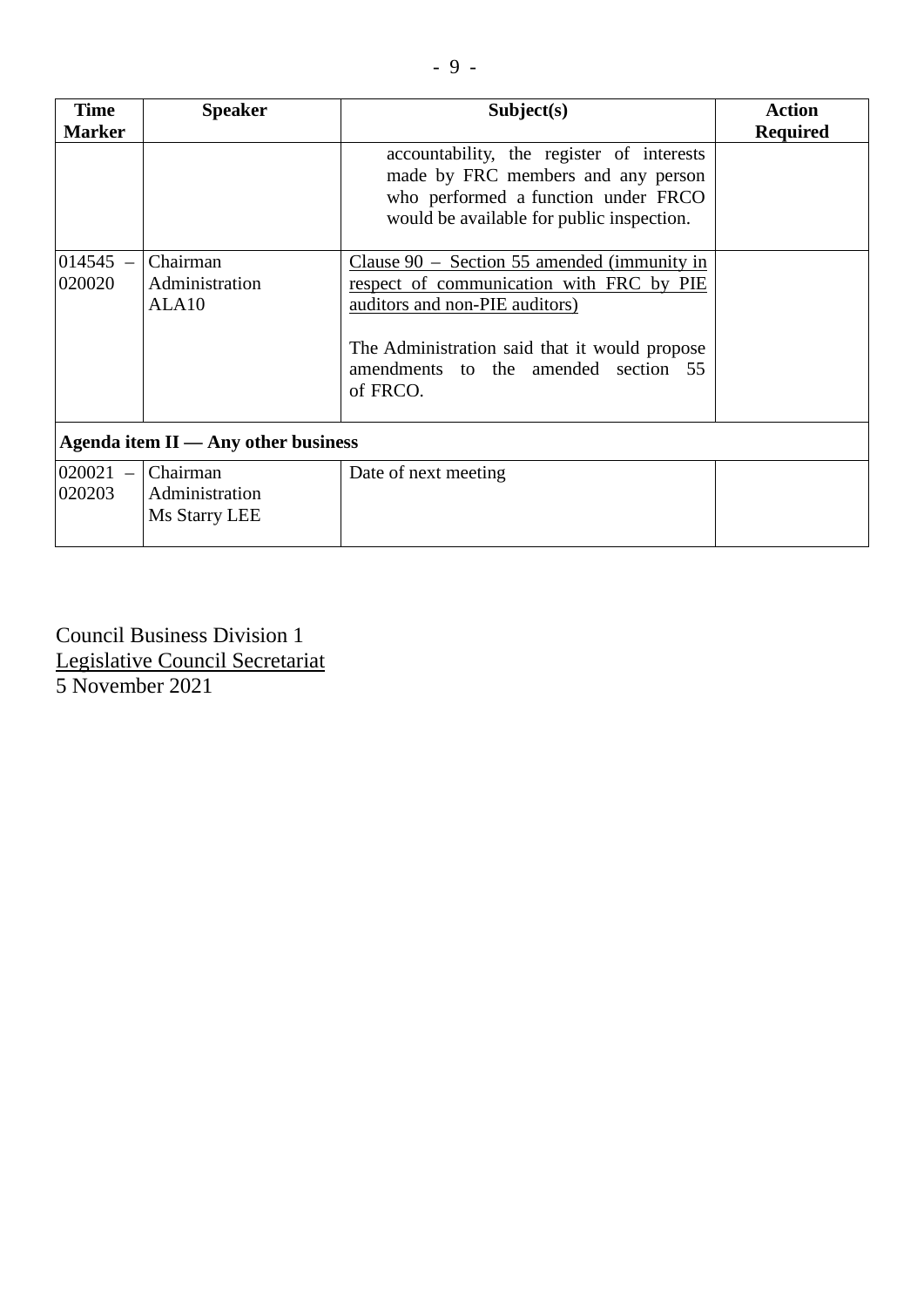| Time Marker | Speaker | Subject(s) | Action Required |
|---|---|---|---|
| | | accountability, the register of interests made by FRC members and any person who performed a function under FRCO would be available for public inspection. | |
| 014545 – 020020 | Chairman<br>Administration<br>ALA10 | Clause 90 – Section 55 amended (immunity in respect of communication with FRC by PIE auditors and non-PIE auditors)<br><br>The Administration said that it would propose amendments to the amended section 55 of FRCO. | |
| **Agenda item II — Any other business** | | | |
| 020021 – 020203 | Chairman<br>Administration<br>Ms Starry LEE | Date of next meeting | |

Council Business Division 1
Legislative Council Secretariat
5 November 2021